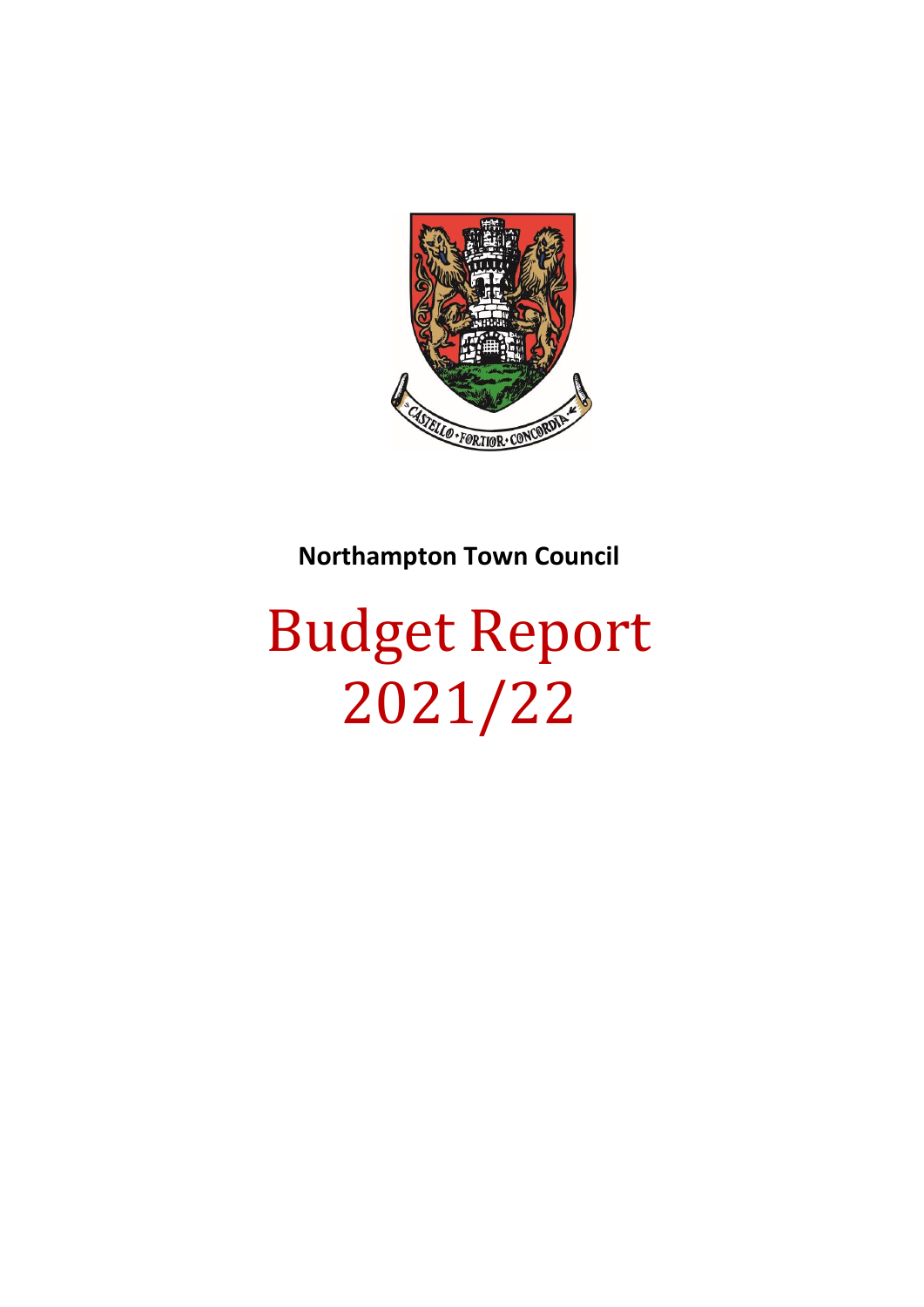**Northampton Town Council**

# Budget Report 2021/22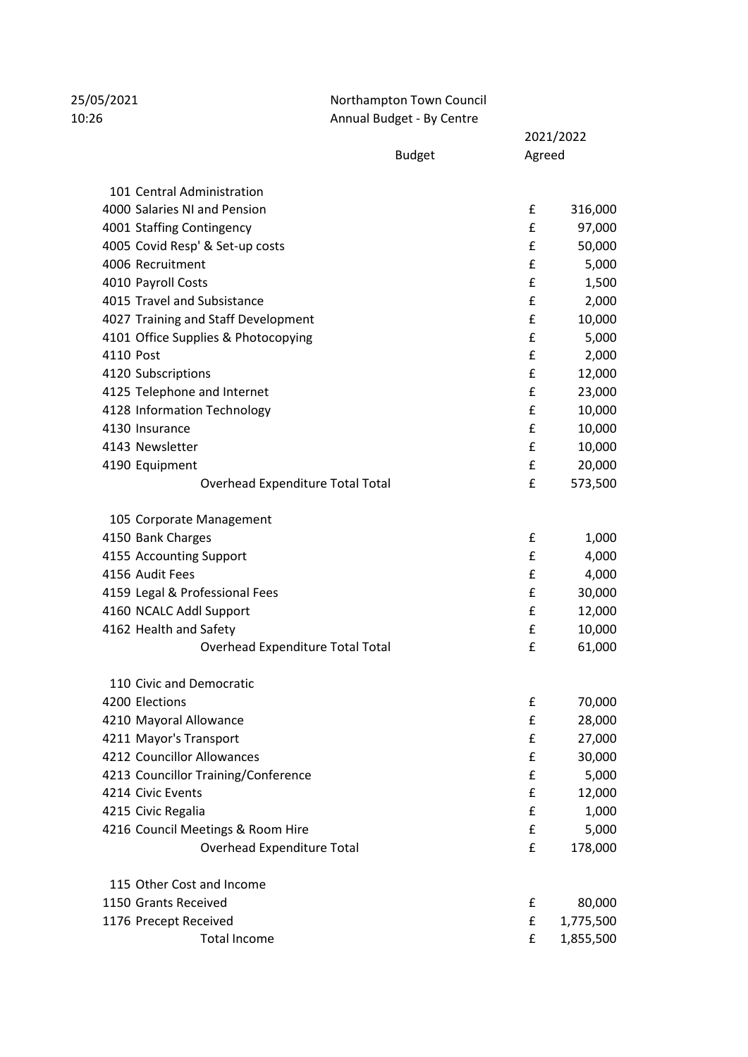25/05/2021
10:26

Northampton Town Council
Annual Budget - By Centre

| Budget | 2021/2022 Agreed | |
|---|---|---|
| **101 Central Administration** | | |
| 4000 Salaries NI and Pension | £ | 316,000 |
| 4001 Staffing Contingency | £ | 97,000 |
| 4005 Covid Resp' & Set-up costs | £ | 50,000 |
| 4006 Recruitment | £ | 5,000 |
| 4010 Payroll Costs | £ | 1,500 |
| 4015 Travel and Subsistance | £ | 2,000 |
| 4027 Training and Staff Development | £ | 10,000 |
| 4101 Office Supplies & Photocopying | £ | 5,000 |
| 4110 Post | £ | 2,000 |
| 4120 Subscriptions | £ | 12,000 |
| 4125 Telephone and Internet | £ | 23,000 |
| 4128 Information Technology | £ | 10,000 |
| 4130 Insurance | £ | 10,000 |
| 4143 Newsletter | £ | 10,000 |
| 4190 Equipment | £ | 20,000 |
| Overhead Expenditure Total Total | £ | 573,500 |
| **105 Corporate Management** | | |
| 4150 Bank Charges | £ | 1,000 |
| 4155 Accounting Support | £ | 4,000 |
| 4156 Audit Fees | £ | 4,000 |
| 4159 Legal & Professional Fees | £ | 30,000 |
| 4160 NCALC Addl Support | £ | 12,000 |
| 4162 Health and Safety | £ | 10,000 |
| Overhead Expenditure Total Total | £ | 61,000 |
| **110 Civic and Democratic** | | |
| 4200 Elections | £ | 70,000 |
| 4210 Mayoral Allowance | £ | 28,000 |
| 4211 Mayor's Transport | £ | 27,000 |
| 4212 Councillor Allowances | £ | 30,000 |
| 4213 Councillor Training/Conference | £ | 5,000 |
| 4214 Civic Events | £ | 12,000 |
| 4215 Civic Regalia | £ | 1,000 |
| 4216 Council Meetings & Room Hire | £ | 5,000 |
| Overhead Expenditure Total | £ | 178,000 |
| **115 Other Cost and Income** | | |
| 1150 Grants Received | £ | 80,000 |
| 1176 Precept Received | £ | 1,775,500 |
| Total Income | £ | 1,855,500 |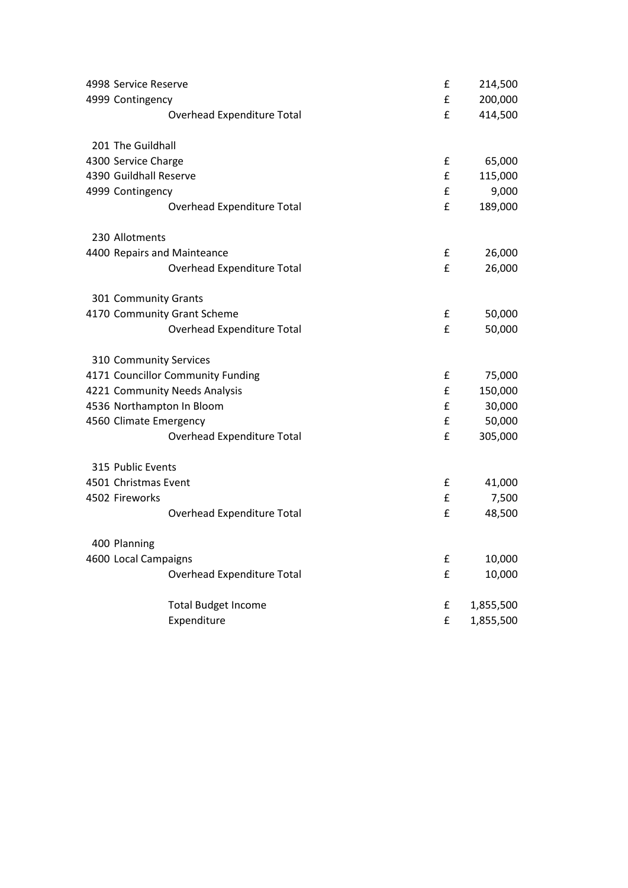| | | |
|---|---|---|
| 4998 Service Reserve | £ | 214,500 |
| 4999 Contingency | £ | 200,000 |
| Overhead Expenditure Total | £ | 414,500 |
| | | |
| 201 The Guildhall | | |
| 4300 Service Charge | £ | 65,000 |
| 4390 Guildhall Reserve | £ | 115,000 |
| 4999 Contingency | £ | 9,000 |
| Overhead Expenditure Total | £ | 189,000 |
| | | |
| 230 Allotments | | |
| 4400 Repairs and Mainteance | £ | 26,000 |
| Overhead Expenditure Total | £ | 26,000 |
| | | |
| 301 Community Grants | | |
| 4170 Community Grant Scheme | £ | 50,000 |
| Overhead Expenditure Total | £ | 50,000 |
| | | |
| 310 Community Services | | |
| 4171 Councillor Community Funding | £ | 75,000 |
| 4221 Community Needs Analysis | £ | 150,000 |
| 4536 Northampton In Bloom | £ | 30,000 |
| 4560 Climate Emergency | £ | 50,000 |
| Overhead Expenditure Total | £ | 305,000 |
| | | |
| 315 Public Events | | |
| 4501 Christmas Event | £ | 41,000 |
| 4502 Fireworks | £ | 7,500 |
| Overhead Expenditure Total | £ | 48,500 |
| | | |
| 400 Planning | | |
| 4600 Local Campaigns | £ | 10,000 |
| Overhead Expenditure Total | £ | 10,000 |
| | | |
| Total Budget Income | £ | 1,855,500 |
| Expenditure | £ | 1,855,500 |